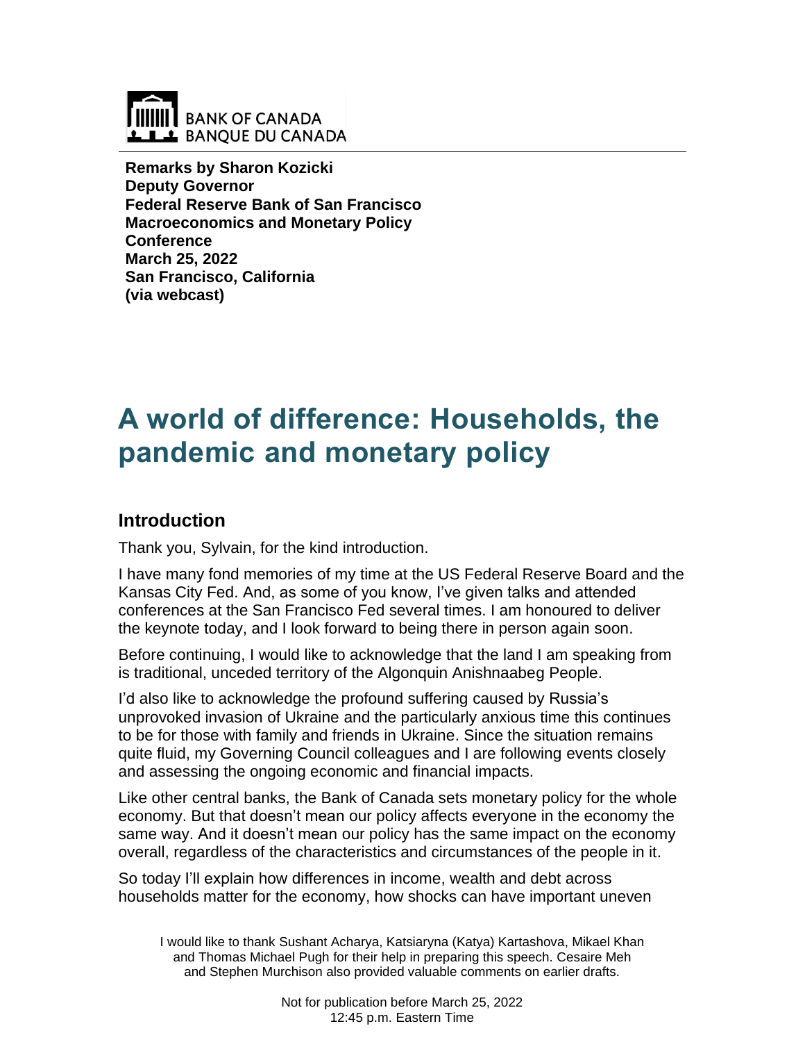BANK OF CANADA
BANQUE DU CANADA

**Remarks by Sharon Kozicki**
**Deputy Governor**
**Federal Reserve Bank of San Francisco**
**Macroeconomics and Monetary Policy Conference**
**March 25, 2022**
**San Francisco, California**
**(via webcast)**

# A world of difference: Households, the pandemic and monetary policy

## Introduction

Thank you, Sylvain, for the kind introduction.

I have many fond memories of my time at the US Federal Reserve Board and the Kansas City Fed. And, as some of you know, I've given talks and attended conferences at the San Francisco Fed several times. I am honoured to deliver the keynote today, and I look forward to being there in person again soon.

Before continuing, I would like to acknowledge that the land I am speaking from is traditional, unceded territory of the Algonquin Anishnaabeg People.

I'd also like to acknowledge the profound suffering caused by Russia's unprovoked invasion of Ukraine and the particularly anxious time this continues to be for those with family and friends in Ukraine. Since the situation remains quite fluid, my Governing Council colleagues and I are following events closely and assessing the ongoing economic and financial impacts.

Like other central banks, the Bank of Canada sets monetary policy for the whole economy. But that doesn't mean our policy affects everyone in the economy the same way. And it doesn't mean our policy has the same impact on the economy overall, regardless of the characteristics and circumstances of the people in it.

So today I'll explain how differences in income, wealth and debt across households matter for the economy, how shocks can have important uneven

I would like to thank Sushant Acharya, Katsiaryna (Katya) Kartashova, Mikael Khan and Thomas Michael Pugh for their help in preparing this speech. Cesaire Meh and Stephen Murchison also provided valuable comments on earlier drafts.

Not for publication before March 25, 2022
12:45 p.m. Eastern Time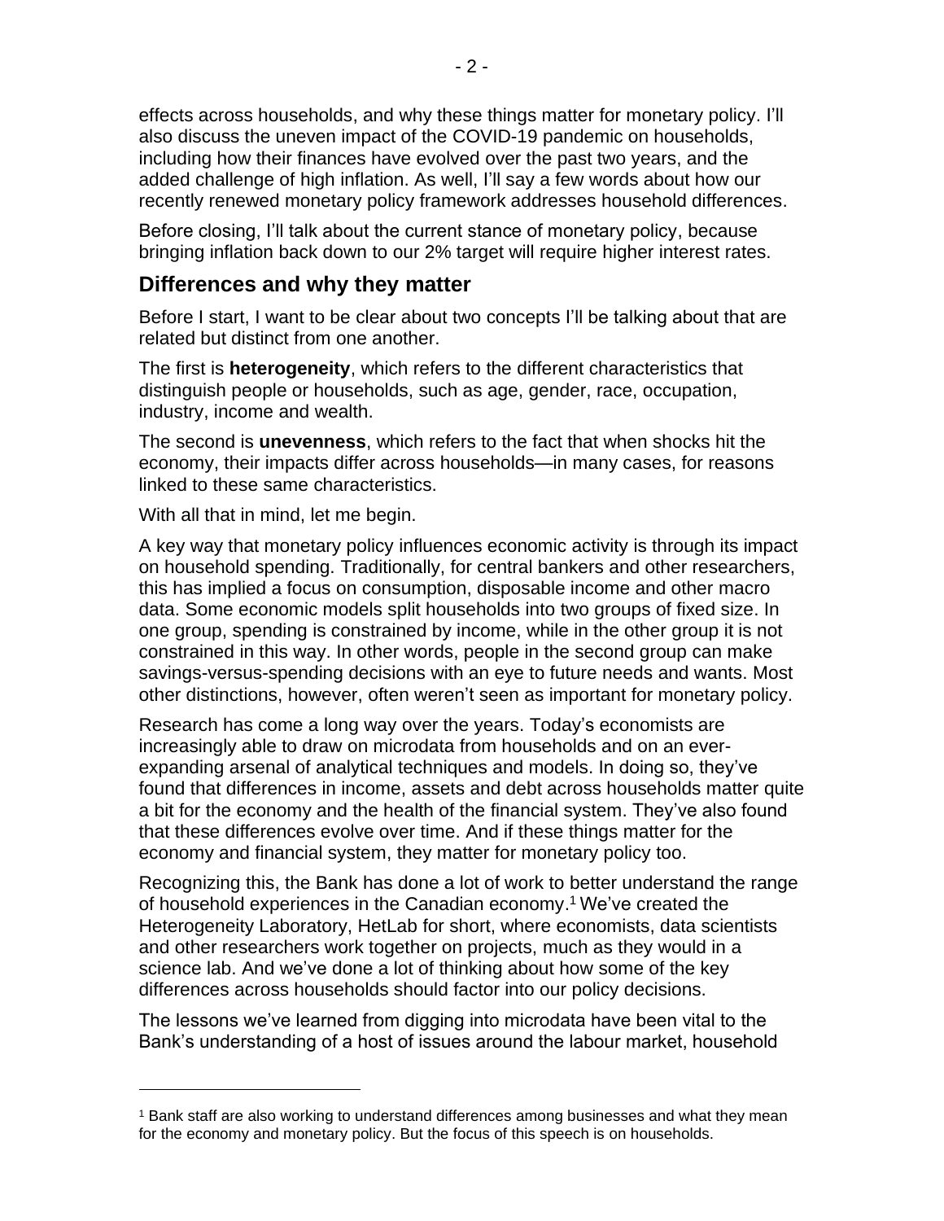effects across households, and why these things matter for monetary policy. I'll also discuss the uneven impact of the COVID-19 pandemic on households, including how their finances have evolved over the past two years, and the added challenge of high inflation. As well, I'll say a few words about how our recently renewed monetary policy framework addresses household differences.

Before closing, I'll talk about the current stance of monetary policy, because bringing inflation back down to our 2% target will require higher interest rates.

## Differences and why they matter

Before I start, I want to be clear about two concepts I'll be talking about that are related but distinct from one another.

The first is **heterogeneity**, which refers to the different characteristics that distinguish people or households, such as age, gender, race, occupation, industry, income and wealth.

The second is **unevenness**, which refers to the fact that when shocks hit the economy, their impacts differ across households—in many cases, for reasons linked to these same characteristics.

With all that in mind, let me begin.

A key way that monetary policy influences economic activity is through its impact on household spending. Traditionally, for central bankers and other researchers, this has implied a focus on consumption, disposable income and other macro data. Some economic models split households into two groups of fixed size. In one group, spending is constrained by income, while in the other group it is not constrained in this way. In other words, people in the second group can make savings-versus-spending decisions with an eye to future needs and wants. Most other distinctions, however, often weren't seen as important for monetary policy.

Research has come a long way over the years. Today's economists are increasingly able to draw on microdata from households and on an ever-expanding arsenal of analytical techniques and models. In doing so, they've found that differences in income, assets and debt across households matter quite a bit for the economy and the health of the financial system. They've also found that these differences evolve over time. And if these things matter for the economy and financial system, they matter for monetary policy too.

Recognizing this, the Bank has done a lot of work to better understand the range of household experiences in the Canadian economy.[1] We've created the Heterogeneity Laboratory, HetLab for short, where economists, data scientists and other researchers work together on projects, much as they would in a science lab. And we've done a lot of thinking about how some of the key differences across households should factor into our policy decisions.

The lessons we've learned from digging into microdata have been vital to the Bank's understanding of a host of issues around the labour market, household

---

[1] Bank staff are also working to understand differences among businesses and what they mean for the economy and monetary policy. But the focus of this speech is on households.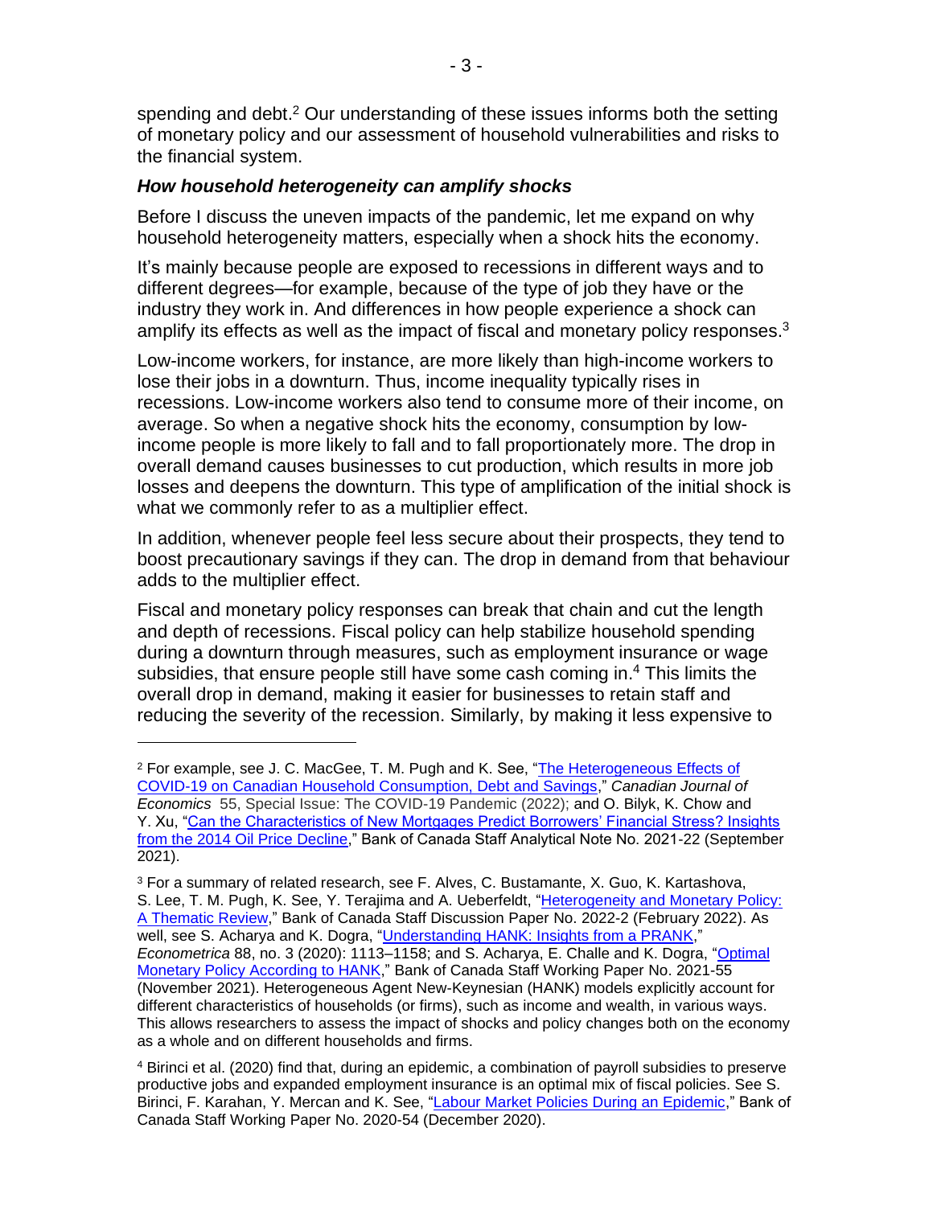spending and debt.[2] Our understanding of these issues informs both the setting of monetary policy and our assessment of household vulnerabilities and risks to the financial system.

### *How household heterogeneity can amplify shocks*

Before I discuss the uneven impacts of the pandemic, let me expand on why household heterogeneity matters, especially when a shock hits the economy.

It's mainly because people are exposed to recessions in different ways and to different degrees—for example, because of the type of job they have or the industry they work in. And differences in how people experience a shock can amplify its effects as well as the impact of fiscal and monetary policy responses.[3]

Low-income workers, for instance, are more likely than high-income workers to lose their jobs in a downturn. Thus, income inequality typically rises in recessions. Low-income workers also tend to consume more of their income, on average. So when a negative shock hits the economy, consumption by low-income people is more likely to fall and to fall proportionately more. The drop in overall demand causes businesses to cut production, which results in more job losses and deepens the downturn. This type of amplification of the initial shock is what we commonly refer to as a multiplier effect.

In addition, whenever people feel less secure about their prospects, they tend to boost precautionary savings if they can. The drop in demand from that behaviour adds to the multiplier effect.

Fiscal and monetary policy responses can break that chain and cut the length and depth of recessions. Fiscal policy can help stabilize household spending during a downturn through measures, such as employment insurance or wage subsidies, that ensure people still have some cash coming in.[4] This limits the overall drop in demand, making it easier for businesses to retain staff and reducing the severity of the recession. Similarly, by making it less expensive to

---

[2] For example, see J. C. MacGee, T. M. Pugh and K. See, "The Heterogeneous Effects of COVID-19 on Canadian Household Consumption, Debt and Savings," *Canadian Journal of Economics* 55, Special Issue: The COVID-19 Pandemic (2022); and O. Bilyk, K. Chow and Y. Xu, "Can the Characteristics of New Mortgages Predict Borrowers' Financial Stress? Insights from the 2014 Oil Price Decline," Bank of Canada Staff Analytical Note No. 2021-22 (September 2021).

[3] For a summary of related research, see F. Alves, C. Bustamante, X. Guo, K. Kartashova, S. Lee, T. M. Pugh, K. See, Y. Terajima and A. Ueberfeldt, "Heterogeneity and Monetary Policy: A Thematic Review," Bank of Canada Staff Discussion Paper No. 2022-2 (February 2022). As well, see S. Acharya and K. Dogra, "Understanding HANK: Insights from a PRANK," *Econometrica* 88, no. 3 (2020): 1113–1158; and S. Acharya, E. Challe and K. Dogra, "Optimal Monetary Policy According to HANK," Bank of Canada Staff Working Paper No. 2021-55 (November 2021). Heterogeneous Agent New-Keynesian (HANK) models explicitly account for different characteristics of households (or firms), such as income and wealth, in various ways. This allows researchers to assess the impact of shocks and policy changes both on the economy as a whole and on different households and firms.

[4] Birinci et al. (2020) find that, during an epidemic, a combination of payroll subsidies to preserve productive jobs and expanded employment insurance is an optimal mix of fiscal policies. See S. Birinci, F. Karahan, Y. Mercan and K. See, "Labour Market Policies During an Epidemic," Bank of Canada Staff Working Paper No. 2020-54 (December 2020).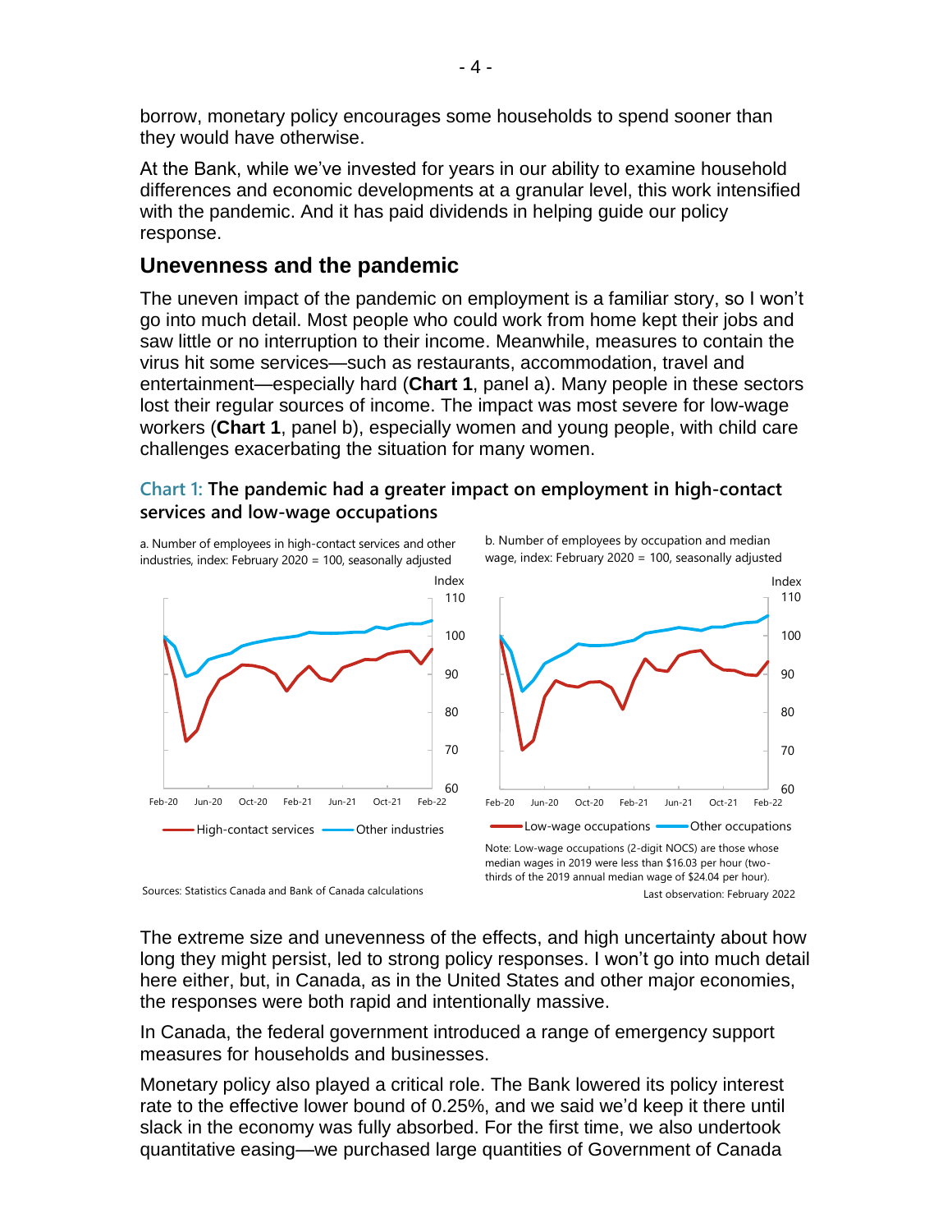borrow, monetary policy encourages some households to spend sooner than they would have otherwise.

At the Bank, while we've invested for years in our ability to examine household differences and economic developments at a granular level, this work intensified with the pandemic. And it has paid dividends in helping guide our policy response.

## Unevenness and the pandemic

The uneven impact of the pandemic on employment is a familiar story, so I won't go into much detail. Most people who could work from home kept their jobs and saw little or no interruption to their income. Meanwhile, measures to contain the virus hit some services—such as restaurants, accommodation, travel and entertainment—especially hard (**Chart 1**, panel a). Many people in these sectors lost their regular sources of income. The impact was most severe for low-wage workers (**Chart 1**, panel b), especially women and young people, with child care challenges exacerbating the situation for many women.

**Chart 1: The pandemic had a greater impact on employment in high-contact services and low-wage occupations**

a. Number of employees in high-contact services and other industries, index: February 2020 = 100, seasonally adjusted

b. Number of employees by occupation and median wage, index: February 2020 = 100, seasonally adjusted

Note: Low-wage occupations (2-digit NOCS) are those whose median wages in 2019 were less than $16.03 per hour (two-thirds of the 2019 annual median wage of $24.04 per hour).

Sources: Statistics Canada and Bank of Canada calculations

Last observation: February 2022

The extreme size and unevenness of the effects, and high uncertainty about how long they might persist, led to strong policy responses. I won't go into much detail here either, but, in Canada, as in the United States and other major economies, the responses were both rapid and intentionally massive.

In Canada, the federal government introduced a range of emergency support measures for households and businesses.

Monetary policy also played a critical role. The Bank lowered its policy interest rate to the effective lower bound of 0.25%, and we said we'd keep it there until slack in the economy was fully absorbed. For the first time, we also undertook quantitative easing—we purchased large quantities of Government of Canada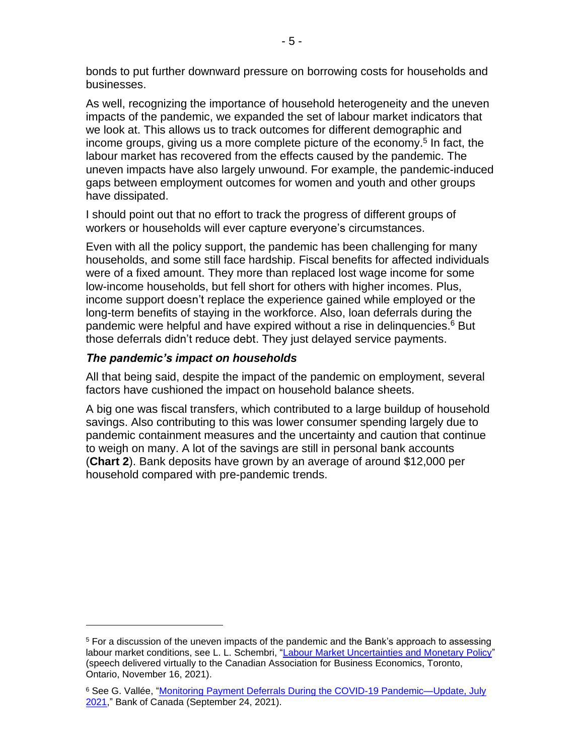bonds to put further downward pressure on borrowing costs for households and businesses.

As well, recognizing the importance of household heterogeneity and the uneven impacts of the pandemic, we expanded the set of labour market indicators that we look at. This allows us to track outcomes for different demographic and income groups, giving us a more complete picture of the economy.[5] In fact, the labour market has recovered from the effects caused by the pandemic. The uneven impacts have also largely unwound. For example, the pandemic-induced gaps between employment outcomes for women and youth and other groups have dissipated.

I should point out that no effort to track the progress of different groups of workers or households will ever capture everyone's circumstances.

Even with all the policy support, the pandemic has been challenging for many households, and some still face hardship. Fiscal benefits for affected individuals were of a fixed amount. They more than replaced lost wage income for some low-income households, but fell short for others with higher incomes. Plus, income support doesn't replace the experience gained while employed or the long-term benefits of staying in the workforce. Also, loan deferrals during the pandemic were helpful and have expired without a rise in delinquencies.[6] But those deferrals didn't reduce debt. They just delayed service payments.

### *The pandemic's impact on households*

All that being said, despite the impact of the pandemic on employment, several factors have cushioned the impact on household balance sheets.

A big one was fiscal transfers, which contributed to a large buildup of household savings. Also contributing to this was lower consumer spending largely due to pandemic containment measures and the uncertainty and caution that continue to weigh on many. A lot of the savings are still in personal bank accounts (**Chart 2**). Bank deposits have grown by an average of around $12,000 per household compared with pre-pandemic trends.

---

[5] For a discussion of the uneven impacts of the pandemic and the Bank's approach to assessing labour market conditions, see L. L. Schembri, "Labour Market Uncertainties and Monetary Policy" (speech delivered virtually to the Canadian Association for Business Economics, Toronto, Ontario, November 16, 2021).

[6] See G. Vallée, "Monitoring Payment Deferrals During the COVID-19 Pandemic—Update, July 2021," Bank of Canada (September 24, 2021).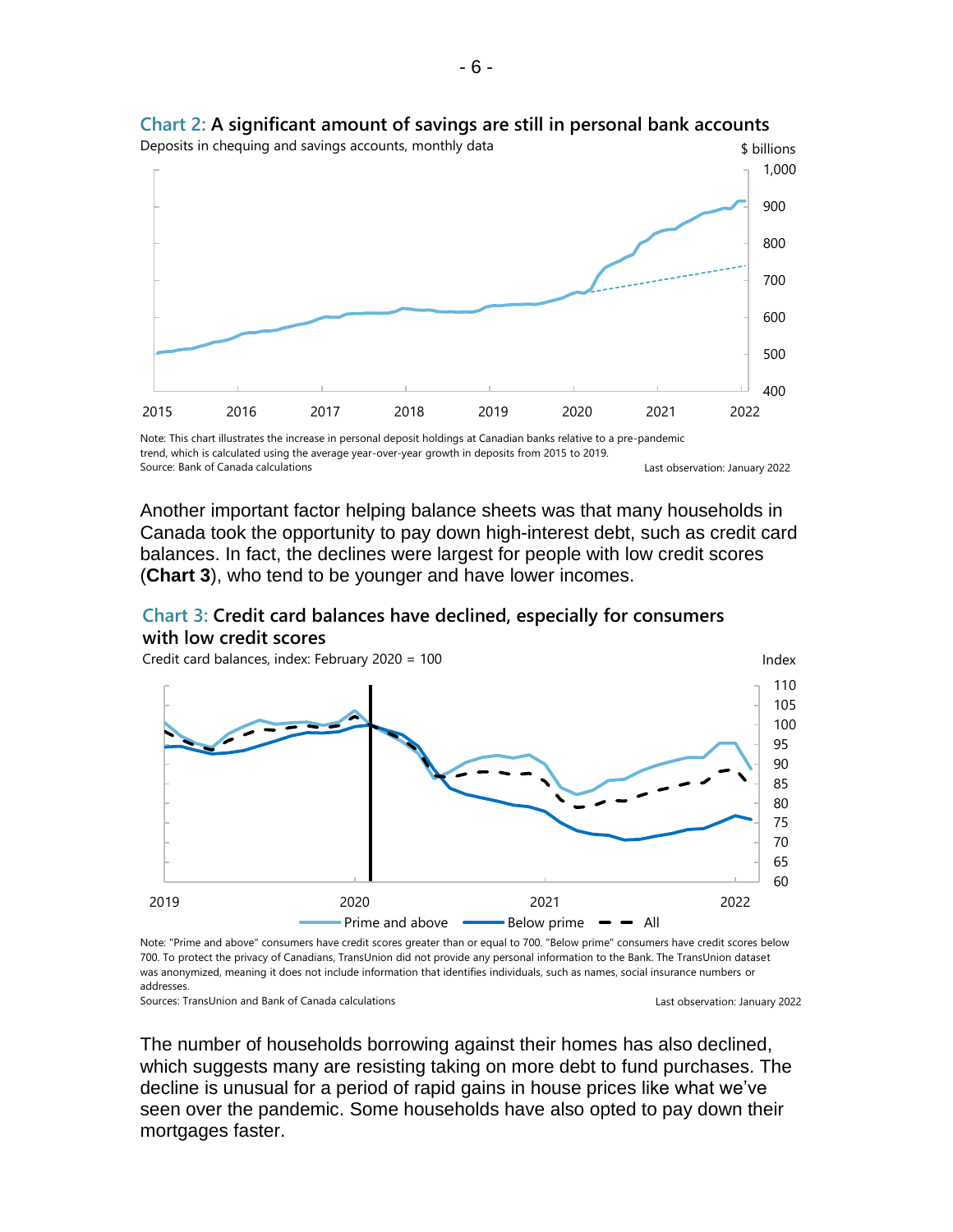**Chart 2: A significant amount of savings are still in personal bank accounts**

Deposits in chequing and savings accounts, monthly data

Note: This chart illustrates the increase in personal deposit holdings at Canadian banks relative to a pre-pandemic trend, which is calculated using the average year-over-year growth in deposits from 2015 to 2019.
Source: Bank of Canada calculations

Last observation: January 2022

Another important factor helping balance sheets was that many households in Canada took the opportunity to pay down high-interest debt, such as credit card balances. In fact, the declines were largest for people with low credit scores (**Chart 3**), who tend to be younger and have lower incomes.

**Chart 3: Credit card balances have declined, especially for consumers with low credit scores**

Credit card balances, index: February 2020 = 100

Note: "Prime and above" consumers have credit scores greater than or equal to 700. "Below prime" consumers have credit scores below 700. To protect the privacy of Canadians, TransUnion did not provide any personal information to the Bank. The TransUnion dataset was anonymized, meaning it does not include information that identifies individuals, such as names, social insurance numbers or addresses.
Sources: TransUnion and Bank of Canada calculations

Last observation: January 2022

The number of households borrowing against their homes has also declined, which suggests many are resisting taking on more debt to fund purchases. The decline is unusual for a period of rapid gains in house prices like what we've seen over the pandemic. Some households have also opted to pay down their mortgages faster.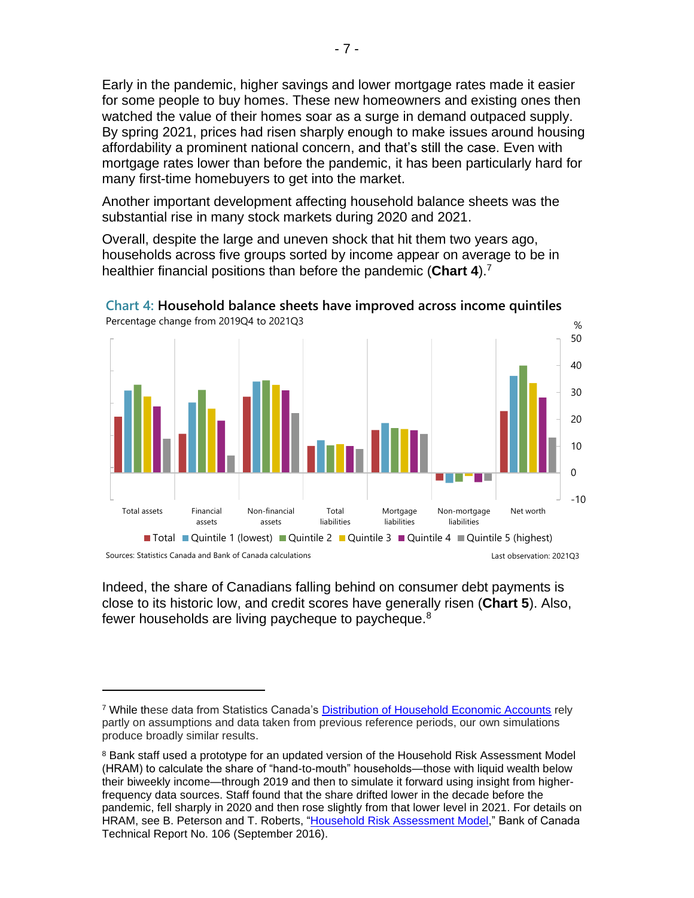Early in the pandemic, higher savings and lower mortgage rates made it easier for some people to buy homes. These new homeowners and existing ones then watched the value of their homes soar as a surge in demand outpaced supply. By spring 2021, prices had risen sharply enough to make issues around housing affordability a prominent national concern, and that's still the case. Even with mortgage rates lower than before the pandemic, it has been particularly hard for many first-time homebuyers to get into the market.

Another important development affecting household balance sheets was the substantial rise in many stock markets during 2020 and 2021.

Overall, despite the large and uneven shock that hit them two years ago, households across five groups sorted by income appear on average to be in healthier financial positions than before the pandemic (**Chart 4**).[7]

**Chart 4: Household balance sheets have improved across income quintiles**

Percentage change from 2019Q4 to 2021Q3

Sources: Statistics Canada and Bank of Canada calculations

Last observation: 2021Q3

Indeed, the share of Canadians falling behind on consumer debt payments is close to its historic low, and credit scores have generally risen (**Chart 5**). Also, fewer households are living paycheque to paycheque.[8]

---

[7] While these data from Statistics Canada's Distribution of Household Economic Accounts rely partly on assumptions and data taken from previous reference periods, our own simulations produce broadly similar results.

[8] Bank staff used a prototype for an updated version of the Household Risk Assessment Model (HRAM) to calculate the share of "hand-to-mouth" households—those with liquid wealth below their biweekly income—through 2019 and then to simulate it forward using insight from higher-frequency data sources. Staff found that the share drifted lower in the decade before the pandemic, fell sharply in 2020 and then rose slightly from that lower level in 2021. For details on HRAM, see B. Peterson and T. Roberts, "Household Risk Assessment Model," Bank of Canada Technical Report No. 106 (September 2016).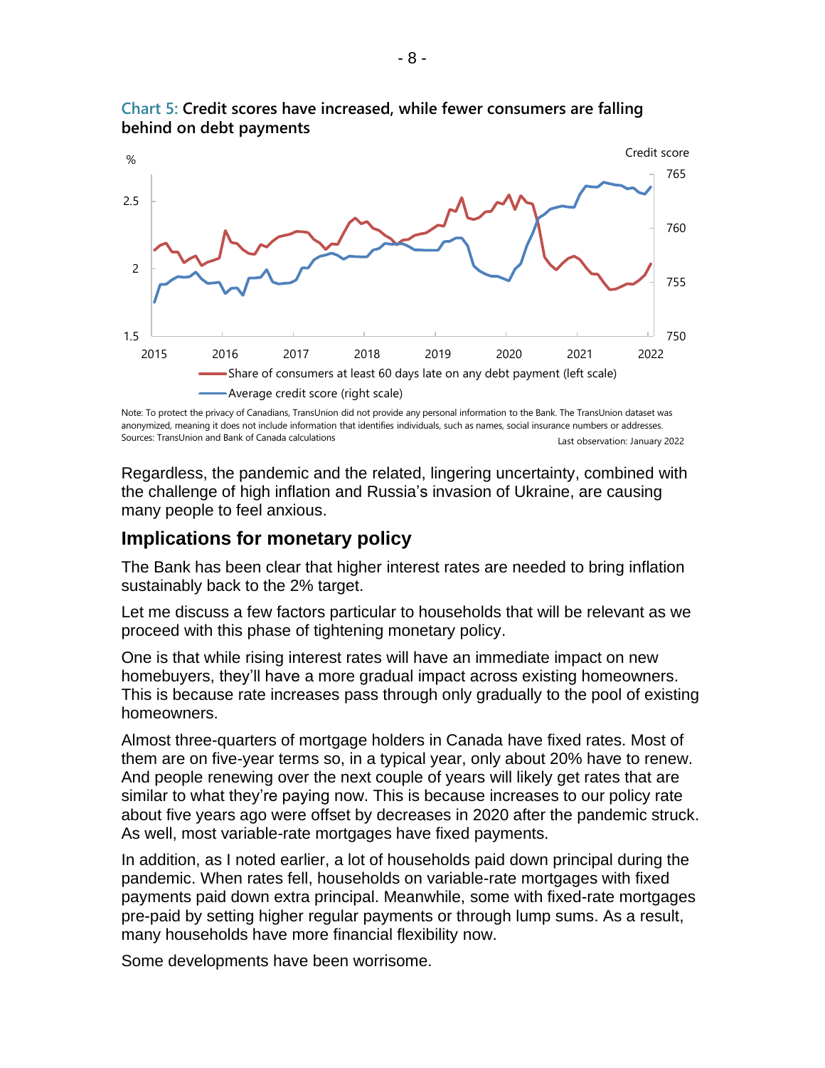**Chart 5: Credit scores have increased, while fewer consumers are falling behind on debt payments**

Note: To protect the privacy of Canadians, TransUnion did not provide any personal information to the Bank. The TransUnion dataset was anonymized, meaning it does not include information that identifies individuals, such as names, social insurance numbers or addresses.
Sources: TransUnion and Bank of Canada calculations
Last observation: January 2022

Regardless, the pandemic and the related, lingering uncertainty, combined with the challenge of high inflation and Russia's invasion of Ukraine, are causing many people to feel anxious.

## Implications for monetary policy

The Bank has been clear that higher interest rates are needed to bring inflation sustainably back to the 2% target.

Let me discuss a few factors particular to households that will be relevant as we proceed with this phase of tightening monetary policy.

One is that while rising interest rates will have an immediate impact on new homebuyers, they'll have a more gradual impact across existing homeowners. This is because rate increases pass through only gradually to the pool of existing homeowners.

Almost three-quarters of mortgage holders in Canada have fixed rates. Most of them are on five-year terms so, in a typical year, only about 20% have to renew. And people renewing over the next couple of years will likely get rates that are similar to what they're paying now. This is because increases to our policy rate about five years ago were offset by decreases in 2020 after the pandemic struck. As well, most variable-rate mortgages have fixed payments.

In addition, as I noted earlier, a lot of households paid down principal during the pandemic. When rates fell, households on variable-rate mortgages with fixed payments paid down extra principal. Meanwhile, some with fixed-rate mortgages pre-paid by setting higher regular payments or through lump sums. As a result, many households have more financial flexibility now.

Some developments have been worrisome.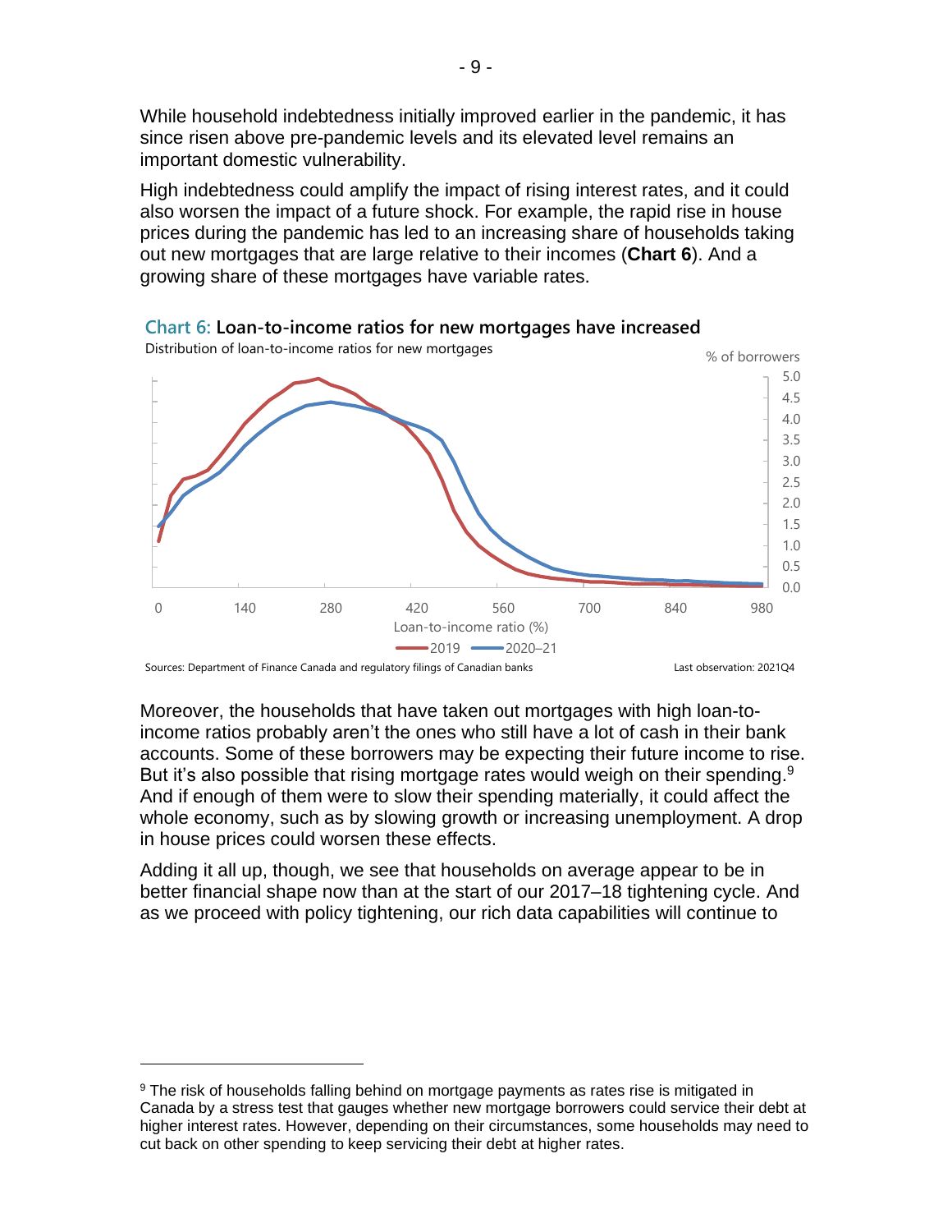While household indebtedness initially improved earlier in the pandemic, it has since risen above pre-pandemic levels and its elevated level remains an important domestic vulnerability.

High indebtedness could amplify the impact of rising interest rates, and it could also worsen the impact of a future shock. For example, the rapid rise in house prices during the pandemic has led to an increasing share of households taking out new mortgages that are large relative to their incomes (**Chart 6**). And a growing share of these mortgages have variable rates.

**Chart 6: Loan-to-income ratios for new mortgages have increased**

Distribution of loan-to-income ratios for new mortgages

Sources: Department of Finance Canada and regulatory filings of Canadian banks

Last observation: 2021Q4

Moreover, the households that have taken out mortgages with high loan-to-income ratios probably aren't the ones who still have a lot of cash in their bank accounts. Some of these borrowers may be expecting their future income to rise. But it's also possible that rising mortgage rates would weigh on their spending.[9] And if enough of them were to slow their spending materially, it could affect the whole economy, such as by slowing growth or increasing unemployment. A drop in house prices could worsen these effects.

Adding it all up, though, we see that households on average appear to be in better financial shape now than at the start of our 2017–18 tightening cycle. And as we proceed with policy tightening, our rich data capabilities will continue to

---

[9] The risk of households falling behind on mortgage payments as rates rise is mitigated in Canada by a stress test that gauges whether new mortgage borrowers could service their debt at higher interest rates. However, depending on their circumstances, some households may need to cut back on other spending to keep servicing their debt at higher rates.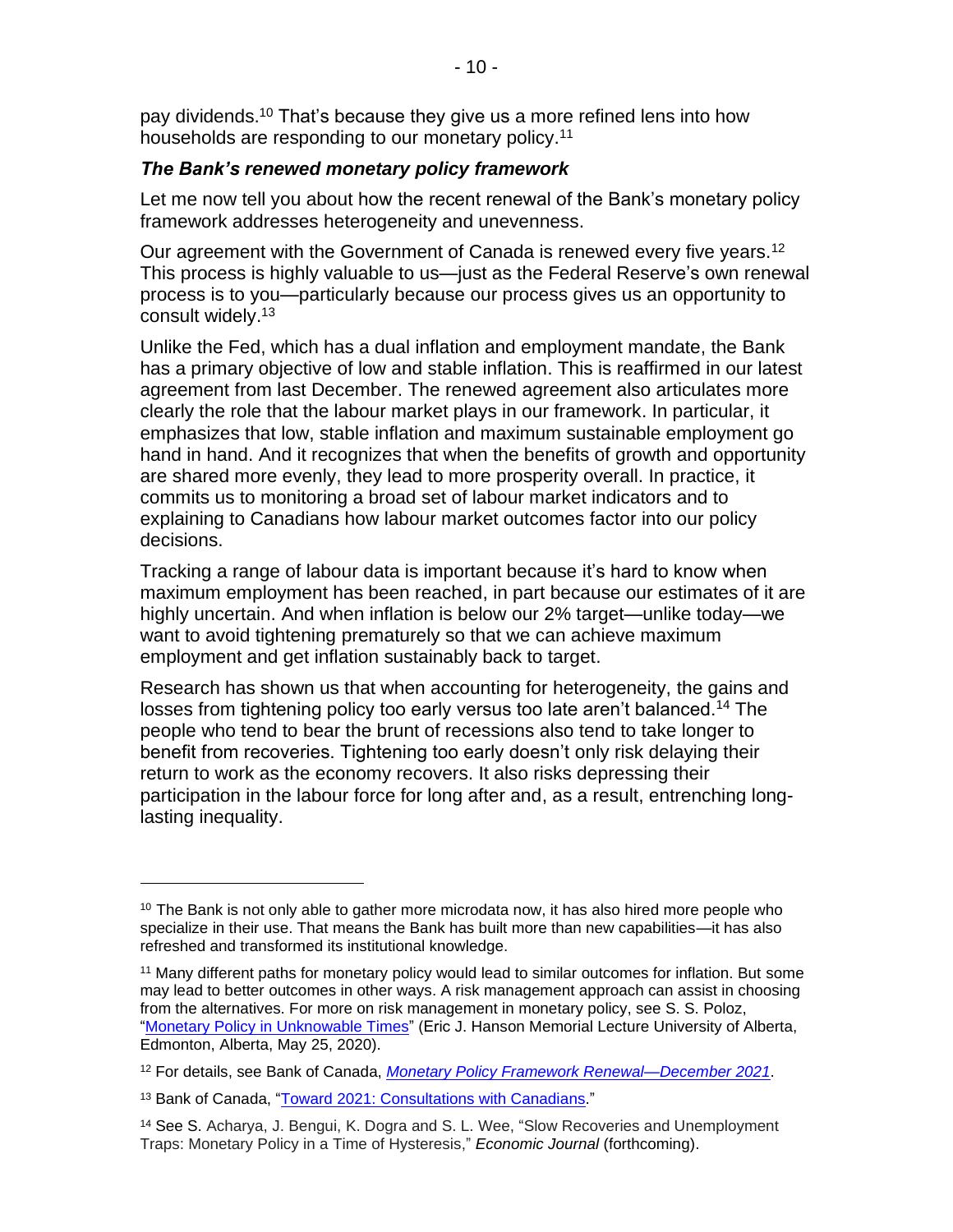pay dividends.[10] That's because they give us a more refined lens into how households are responding to our monetary policy.[11]

### *The Bank's renewed monetary policy framework*

Let me now tell you about how the recent renewal of the Bank's monetary policy framework addresses heterogeneity and unevenness.

Our agreement with the Government of Canada is renewed every five years.[12] This process is highly valuable to us—just as the Federal Reserve's own renewal process is to you—particularly because our process gives us an opportunity to consult widely.[13]

Unlike the Fed, which has a dual inflation and employment mandate, the Bank has a primary objective of low and stable inflation. This is reaffirmed in our latest agreement from last December. The renewed agreement also articulates more clearly the role that the labour market plays in our framework. In particular, it emphasizes that low, stable inflation and maximum sustainable employment go hand in hand. And it recognizes that when the benefits of growth and opportunity are shared more evenly, they lead to more prosperity overall. In practice, it commits us to monitoring a broad set of labour market indicators and to explaining to Canadians how labour market outcomes factor into our policy decisions.

Tracking a range of labour data is important because it's hard to know when maximum employment has been reached, in part because our estimates of it are highly uncertain. And when inflation is below our 2% target—unlike today—we want to avoid tightening prematurely so that we can achieve maximum employment and get inflation sustainably back to target.

Research has shown us that when accounting for heterogeneity, the gains and losses from tightening policy too early versus too late aren't balanced.[14] The people who tend to bear the brunt of recessions also tend to take longer to benefit from recoveries. Tightening too early doesn't only risk delaying their return to work as the economy recovers. It also risks depressing their participation in the labour force for long after and, as a result, entrenching long-lasting inequality.

---

[10] The Bank is not only able to gather more microdata now, it has also hired more people who specialize in their use. That means the Bank has built more than new capabilities—it has also refreshed and transformed its institutional knowledge.

[11] Many different paths for monetary policy would lead to similar outcomes for inflation. But some may lead to better outcomes in other ways. A risk management approach can assist in choosing from the alternatives. For more on risk management in monetary policy, see S. S. Poloz, "Monetary Policy in Unknowable Times" (Eric J. Hanson Memorial Lecture University of Alberta, Edmonton, Alberta, May 25, 2020).

[12] For details, see Bank of Canada, *Monetary Policy Framework Renewal—December 2021*.

[13] Bank of Canada, "Toward 2021: Consultations with Canadians."

[14] See S. Acharya, J. Bengui, K. Dogra and S. L. Wee, "Slow Recoveries and Unemployment Traps: Monetary Policy in a Time of Hysteresis," *Economic Journal* (forthcoming).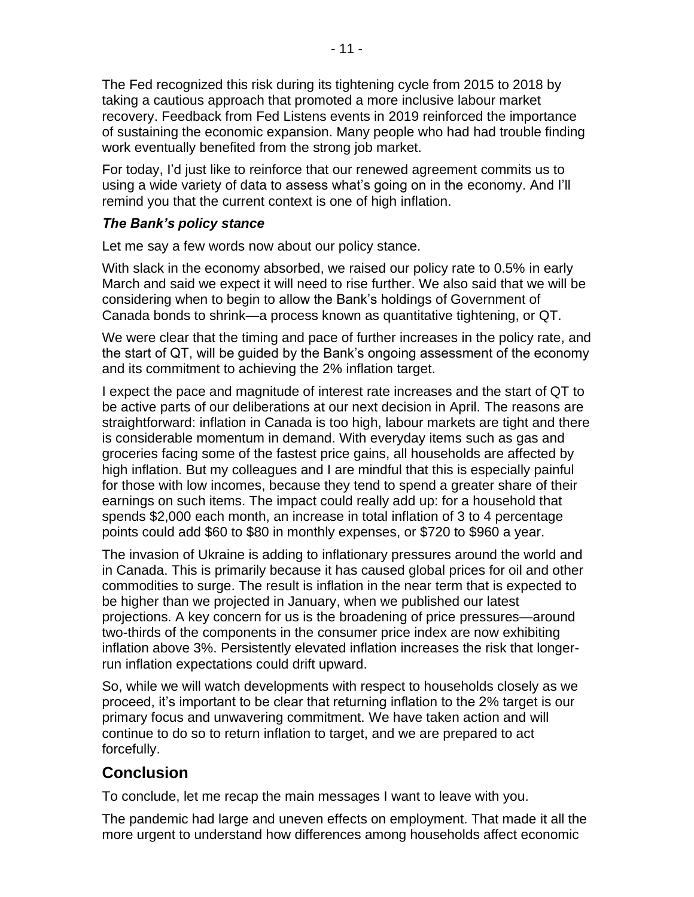The Fed recognized this risk during its tightening cycle from 2015 to 2018 by taking a cautious approach that promoted a more inclusive labour market recovery. Feedback from Fed Listens events in 2019 reinforced the importance of sustaining the economic expansion. Many people who had had trouble finding work eventually benefited from the strong job market.

For today, I'd just like to reinforce that our renewed agreement commits us to using a wide variety of data to assess what's going on in the economy. And I'll remind you that the current context is one of high inflation.

### *The Bank's policy stance*

Let me say a few words now about our policy stance.

With slack in the economy absorbed, we raised our policy rate to 0.5% in early March and said we expect it will need to rise further. We also said that we will be considering when to begin to allow the Bank's holdings of Government of Canada bonds to shrink—a process known as quantitative tightening, or QT.

We were clear that the timing and pace of further increases in the policy rate, and the start of QT, will be guided by the Bank's ongoing assessment of the economy and its commitment to achieving the 2% inflation target.

I expect the pace and magnitude of interest rate increases and the start of QT to be active parts of our deliberations at our next decision in April. The reasons are straightforward: inflation in Canada is too high, labour markets are tight and there is considerable momentum in demand. With everyday items such as gas and groceries facing some of the fastest price gains, all households are affected by high inflation. But my colleagues and I are mindful that this is especially painful for those with low incomes, because they tend to spend a greater share of their earnings on such items. The impact could really add up: for a household that spends $2,000 each month, an increase in total inflation of 3 to 4 percentage points could add $60 to $80 in monthly expenses, or $720 to $960 a year.

The invasion of Ukraine is adding to inflationary pressures around the world and in Canada. This is primarily because it has caused global prices for oil and other commodities to surge. The result is inflation in the near term that is expected to be higher than we projected in January, when we published our latest projections. A key concern for us is the broadening of price pressures—around two-thirds of the components in the consumer price index are now exhibiting inflation above 3%. Persistently elevated inflation increases the risk that longer-run inflation expectations could drift upward.

So, while we will watch developments with respect to households closely as we proceed, it's important to be clear that returning inflation to the 2% target is our primary focus and unwavering commitment. We have taken action and will continue to do so to return inflation to target, and we are prepared to act forcefully.

## Conclusion

To conclude, let me recap the main messages I want to leave with you.

The pandemic had large and uneven effects on employment. That made it all the more urgent to understand how differences among households affect economic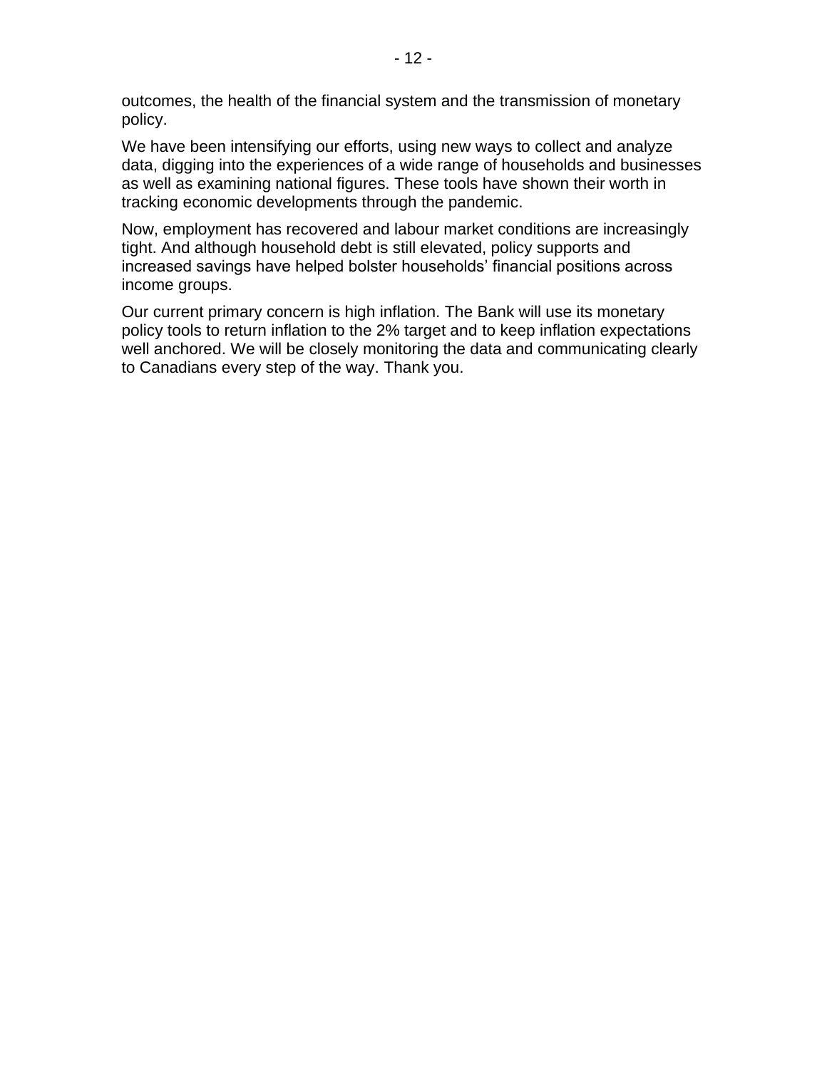outcomes, the health of the financial system and the transmission of monetary policy.

We have been intensifying our efforts, using new ways to collect and analyze data, digging into the experiences of a wide range of households and businesses as well as examining national figures. These tools have shown their worth in tracking economic developments through the pandemic.

Now, employment has recovered and labour market conditions are increasingly tight. And although household debt is still elevated, policy supports and increased savings have helped bolster households' financial positions across income groups.

Our current primary concern is high inflation. The Bank will use its monetary policy tools to return inflation to the 2% target and to keep inflation expectations well anchored. We will be closely monitoring the data and communicating clearly to Canadians every step of the way. Thank you.